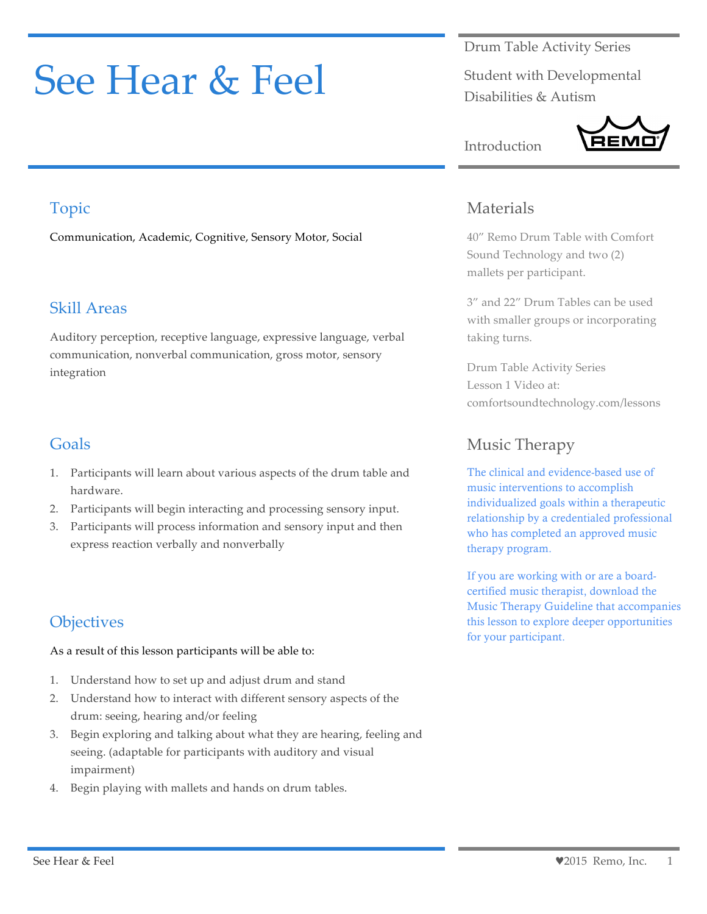# See Hear & Feel

Drum Table Activity Series

Student with Developmental Disabilities & Autism

Introduction

## Topic

Communication, Academic, Cognitive, Sensory Motor, Social

## Skill Areas

Auditory perception, receptive language, expressive language, verbal communication, nonverbal communication, gross motor, sensory integration

## Goals

1. Participants will learn about various aspects of the drum table and hardware.
2. Participants will begin interacting and processing sensory input.
3. Participants will process information and sensory input and then express reaction verbally and nonverbally

## Objectives

As a result of this lesson participants will be able to:

1. Understand how to set up and adjust drum and stand
2. Understand how to interact with different sensory aspects of the drum: seeing, hearing and/or feeling
3. Begin exploring and talking about what they are hearing, feeling and seeing. (adaptable for participants with auditory and visual impairment)
4. Begin playing with mallets and hands on drum tables.

## Materials

40″ Remo Drum Table with Comfort Sound Technology and two (2) mallets per participant.

3″ and 22″ Drum Tables can be used with smaller groups or incorporating taking turns.

Drum Table Activity Series Lesson 1 Video at: comfortsoundtechnology.com/lessons

## Music Therapy

The clinical and evidence-based use of music interventions to accomplish individualized goals within a therapeutic relationship by a credentialed professional who has completed an approved music therapy program.

If you are working with or are a board-certified music therapist, download the Music Therapy Guideline that accompanies this lesson to explore deeper opportunities for your participant.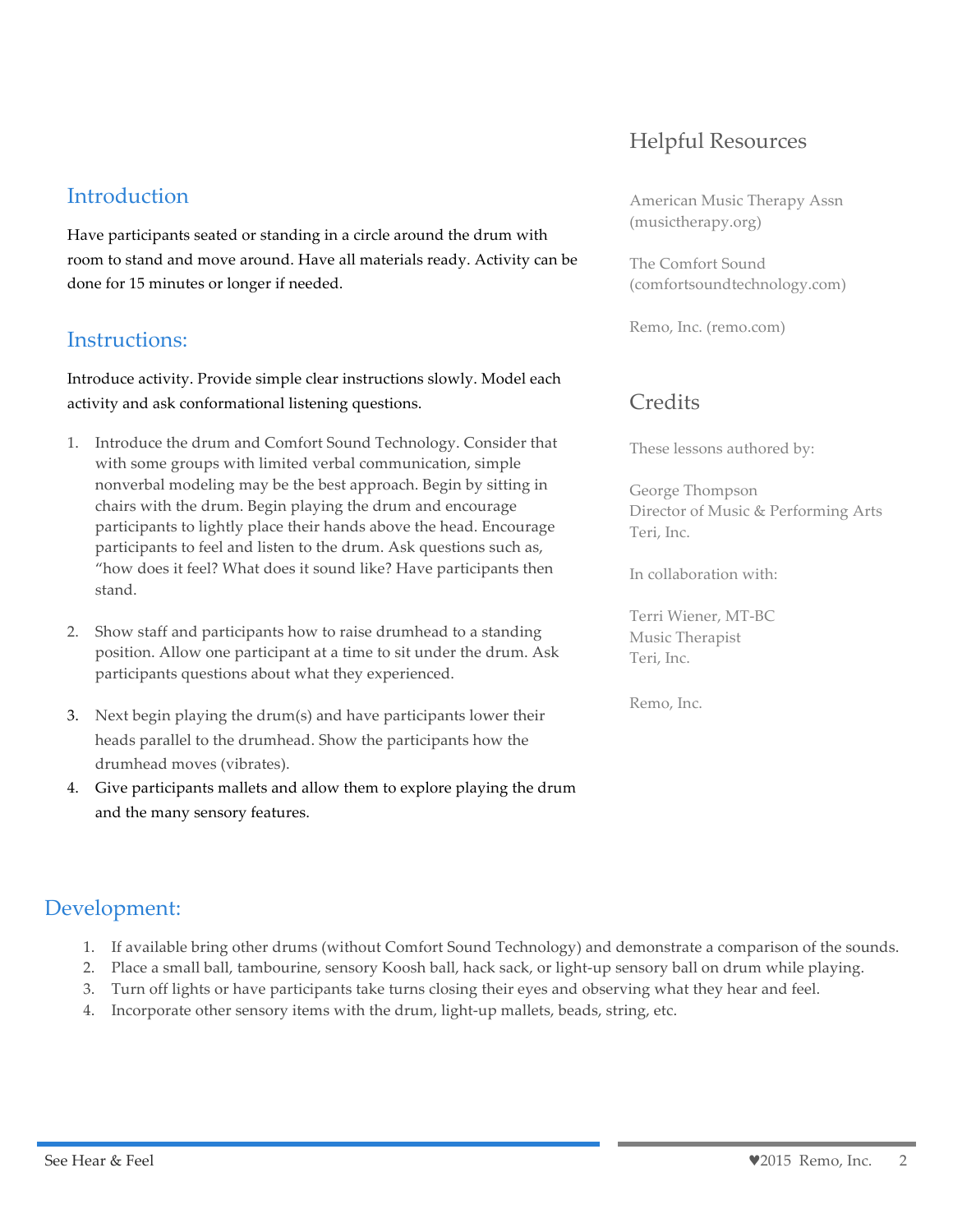## Introduction

Have participants seated or standing in a circle around the drum with room to stand and move around. Have all materials ready. Activity can be done for 15 minutes or longer if needed.

## Instructions:

Introduce activity. Provide simple clear instructions slowly. Model each activity and ask conformational listening questions.

1. Introduce the drum and Comfort Sound Technology. Consider that with some groups with limited verbal communication, simple nonverbal modeling may be the best approach. Begin by sitting in chairs with the drum. Begin playing the drum and encourage participants to lightly place their hands above the head. Encourage participants to feel and listen to the drum. Ask questions such as, "how does it feel? What does it sound like? Have participants then stand.

2. Show staff and participants how to raise drumhead to a standing position. Allow one participant at a time to sit under the drum. Ask participants questions about what they experienced.

3. Next begin playing the drum(s) and have participants lower their heads parallel to the drumhead. Show the participants how the drumhead moves (vibrates).
4. Give participants mallets and allow them to explore playing the drum and the many sensory features.

## Helpful Resources

American Music Therapy Assn (musictherapy.org)

The Comfort Sound (comfortsoundtechnology.com)

Remo, Inc. (remo.com)

## Credits

These lessons authored by:

George Thompson
Director of Music & Performing Arts
Teri, Inc.

In collaboration with:

Terri Wiener, MT-BC
Music Therapist
Teri, Inc.

Remo, Inc.

## Development:

1. If available bring other drums (without Comfort Sound Technology) and demonstrate a comparison of the sounds.
2. Place a small ball, tambourine, sensory Koosh ball, hack sack, or light-up sensory ball on drum while playing.
3. Turn off lights or have participants take turns closing their eyes and observing what they hear and feel.
4. Incorporate other sensory items with the drum, light-up mallets, beads, string, etc.